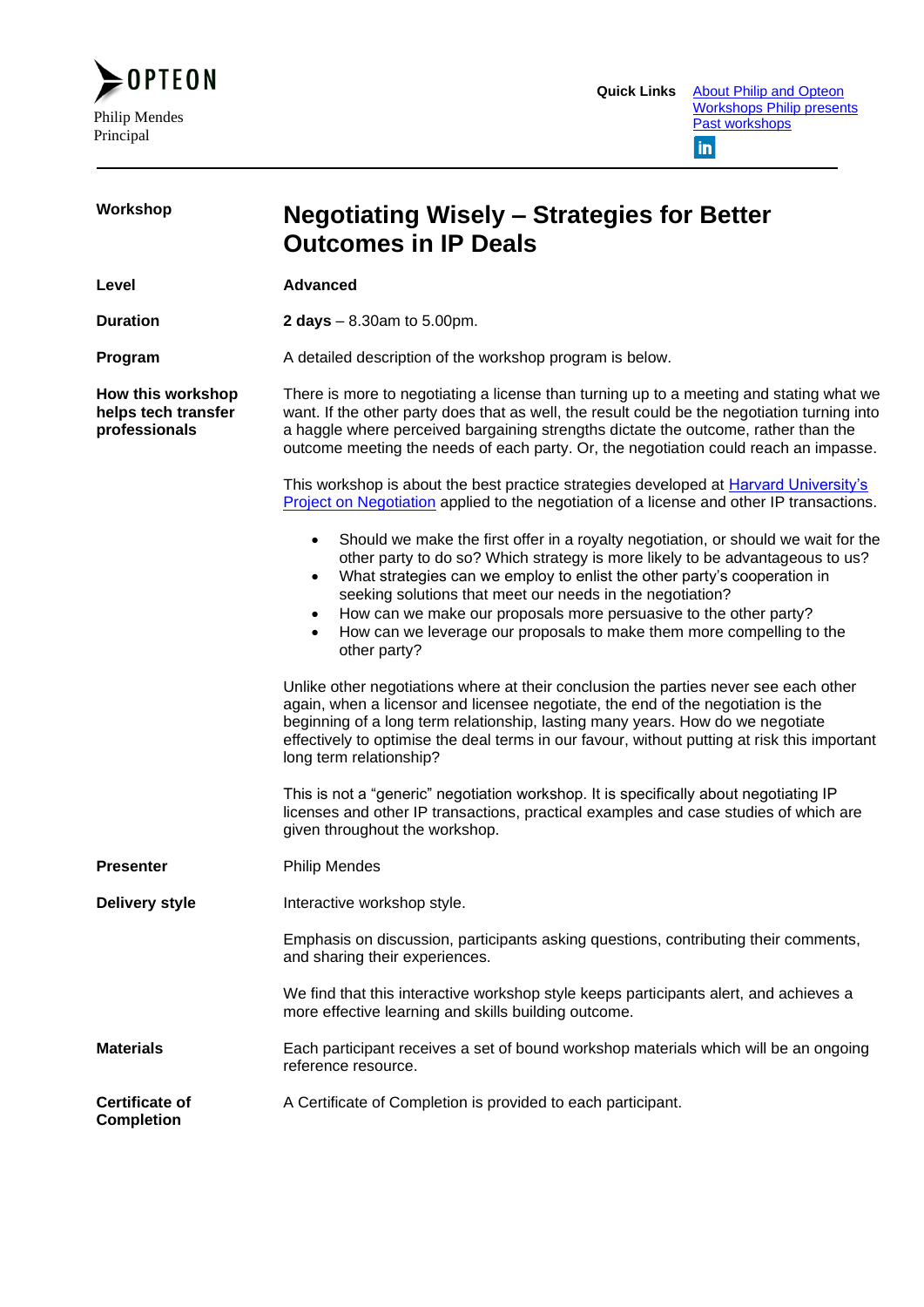OPTEON

Philip Mendes
Principal

**Quick Links** [About Philip and Opteon](#)
[Workshops Philip presents](#)
[Past workshops](#)

---

| | |
|---|---|
| **Workshop** | **Negotiating Wisely – Strategies for Better Outcomes in IP Deals** |
| **Level** | **Advanced** |
| **Duration** | **2 days** – 8.30am to 5.00pm. |
| **Program** | A detailed description of the workshop program is below. |

**How this workshop helps tech transfer professionals**

There is more to negotiating a license than turning up to a meeting and stating what we want. If the other party does that as well, the result could be the negotiation turning into a haggle where perceived bargaining strengths dictate the outcome, rather than the outcome meeting the needs of each party. Or, the negotiation could reach an impasse.

This workshop is about the best practice strategies developed at Harvard University's Project on Negotiation applied to the negotiation of a license and other IP transactions.

- Should we make the first offer in a royalty negotiation, or should we wait for the other party to do so? Which strategy is more likely to be advantageous to us?
- What strategies can we employ to enlist the other party's cooperation in seeking solutions that meet our needs in the negotiation?
- How can we make our proposals more persuasive to the other party?
- How can we leverage our proposals to make them more compelling to the other party?

Unlike other negotiations where at their conclusion the parties never see each other again, when a licensor and licensee negotiate, the end of the negotiation is the beginning of a long term relationship, lasting many years. How do we negotiate effectively to optimise the deal terms in our favour, without putting at risk this important long term relationship?

This is not a "generic" negotiation workshop. It is specifically about negotiating IP licenses and other IP transactions, practical examples and case studies of which are given throughout the workshop.

**Presenter**

Philip Mendes

**Delivery style**

Interactive workshop style.

Emphasis on discussion, participants asking questions, contributing their comments, and sharing their experiences.

We find that this interactive workshop style keeps participants alert, and achieves a more effective learning and skills building outcome.

**Materials**

Each participant receives a set of bound workshop materials which will be an ongoing reference resource.

**Certificate of Completion**

A Certificate of Completion is provided to each participant.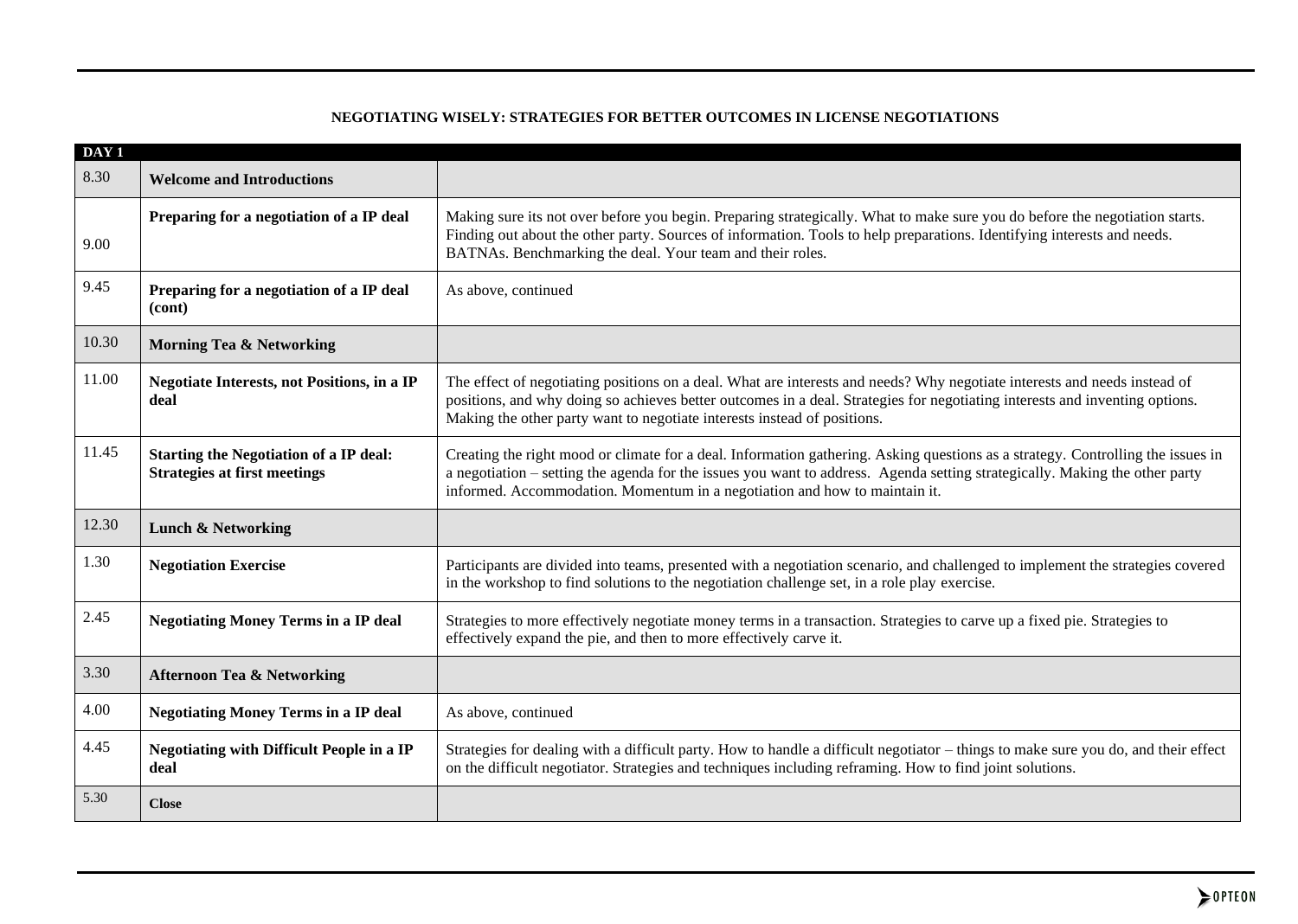**NEGOTIATING WISELY: STRATEGIES FOR BETTER OUTCOMES IN LICENSE NEGOTIATIONS**

| DAY 1 | | |
|---|---|---|
| 8.30 | **Welcome and Introductions** | |
| 9.00 | **Preparing for a negotiation of a IP deal** | Making sure its not over before you begin. Preparing strategically. What to make sure you do before the negotiation starts. Finding out about the other party. Sources of information. Tools to help preparations. Identifying interests and needs. BATNAs. Benchmarking the deal. Your team and their roles. |
| 9.45 | **Preparing for a negotiation of a IP deal (cont)** | As above, continued |
| 10.30 | **Morning Tea & Networking** | |
| 11.00 | **Negotiate Interests, not Positions, in a IP deal** | The effect of negotiating positions on a deal. What are interests and needs? Why negotiate interests and needs instead of positions, and why doing so achieves better outcomes in a deal. Strategies for negotiating interests and inventing options. Making the other party want to negotiate interests instead of positions. |
| 11.45 | **Starting the Negotiation of a IP deal: Strategies at first meetings** | Creating the right mood or climate for a deal. Information gathering. Asking questions as a strategy. Controlling the issues in a negotiation – setting the agenda for the issues you want to address. Agenda setting strategically. Making the other party informed. Accommodation. Momentum in a negotiation and how to maintain it. |
| 12.30 | **Lunch & Networking** | |
| 1.30 | **Negotiation Exercise** | Participants are divided into teams, presented with a negotiation scenario, and challenged to implement the strategies covered in the workshop to find solutions to the negotiation challenge set, in a role play exercise. |
| 2.45 | **Negotiating Money Terms in a IP deal** | Strategies to more effectively negotiate money terms in a transaction. Strategies to carve up a fixed pie. Strategies to effectively expand the pie, and then to more effectively carve it. |
| 3.30 | **Afternoon Tea & Networking** | |
| 4.00 | **Negotiating Money Terms in a IP deal** | As above, continued |
| 4.45 | **Negotiating with Difficult People in a IP deal** | Strategies for dealing with a difficult party. How to handle a difficult negotiator – things to make sure you do, and their effect on the difficult negotiator. Strategies and techniques including reframing. How to find joint solutions. |
| 5.30 | **Close** | |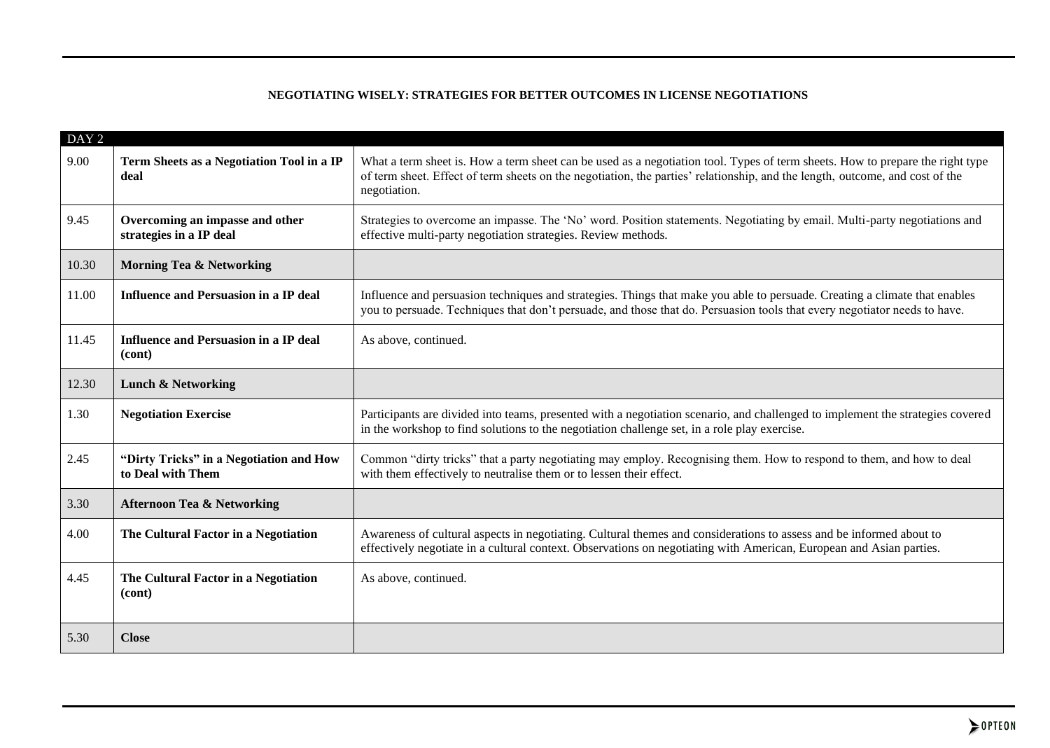**NEGOTIATING WISELY: STRATEGIES FOR BETTER OUTCOMES IN LICENSE NEGOTIATIONS**

| DAY 2 | | |
|---|---|---|
| 9.00 | **Term Sheets as a Negotiation Tool in a IP deal** | What a term sheet is. How a term sheet can be used as a negotiation tool. Types of term sheets. How to prepare the right type of term sheet. Effect of term sheets on the negotiation, the parties' relationship, and the length, outcome, and cost of the negotiation. |
| 9.45 | **Overcoming an impasse and other strategies in a IP deal** | Strategies to overcome an impasse. The 'No' word. Position statements. Negotiating by email. Multi-party negotiations and effective multi-party negotiation strategies. Review methods. |
| 10.30 | **Morning Tea & Networking** | |
| 11.00 | **Influence and Persuasion in a IP deal** | Influence and persuasion techniques and strategies. Things that make you able to persuade. Creating a climate that enables you to persuade. Techniques that don't persuade, and those that do. Persuasion tools that every negotiator needs to have. |
| 11.45 | **Influence and Persuasion in a IP deal (cont)** | As above, continued. |
| 12.30 | **Lunch & Networking** | |
| 1.30 | **Negotiation Exercise** | Participants are divided into teams, presented with a negotiation scenario, and challenged to implement the strategies covered in the workshop to find solutions to the negotiation challenge set, in a role play exercise. |
| 2.45 | **"Dirty Tricks" in a Negotiation and How to Deal with Them** | Common "dirty tricks" that a party negotiating may employ. Recognising them. How to respond to them, and how to deal with them effectively to neutralise them or to lessen their effect. |
| 3.30 | **Afternoon Tea & Networking** | |
| 4.00 | **The Cultural Factor in a Negotiation** | Awareness of cultural aspects in negotiating. Cultural themes and considerations to assess and be informed about to effectively negotiate in a cultural context. Observations on negotiating with American, European and Asian parties. |
| 4.45 | **The Cultural Factor in a Negotiation (cont)** | As above, continued. |
| 5.30 | **Close** | |